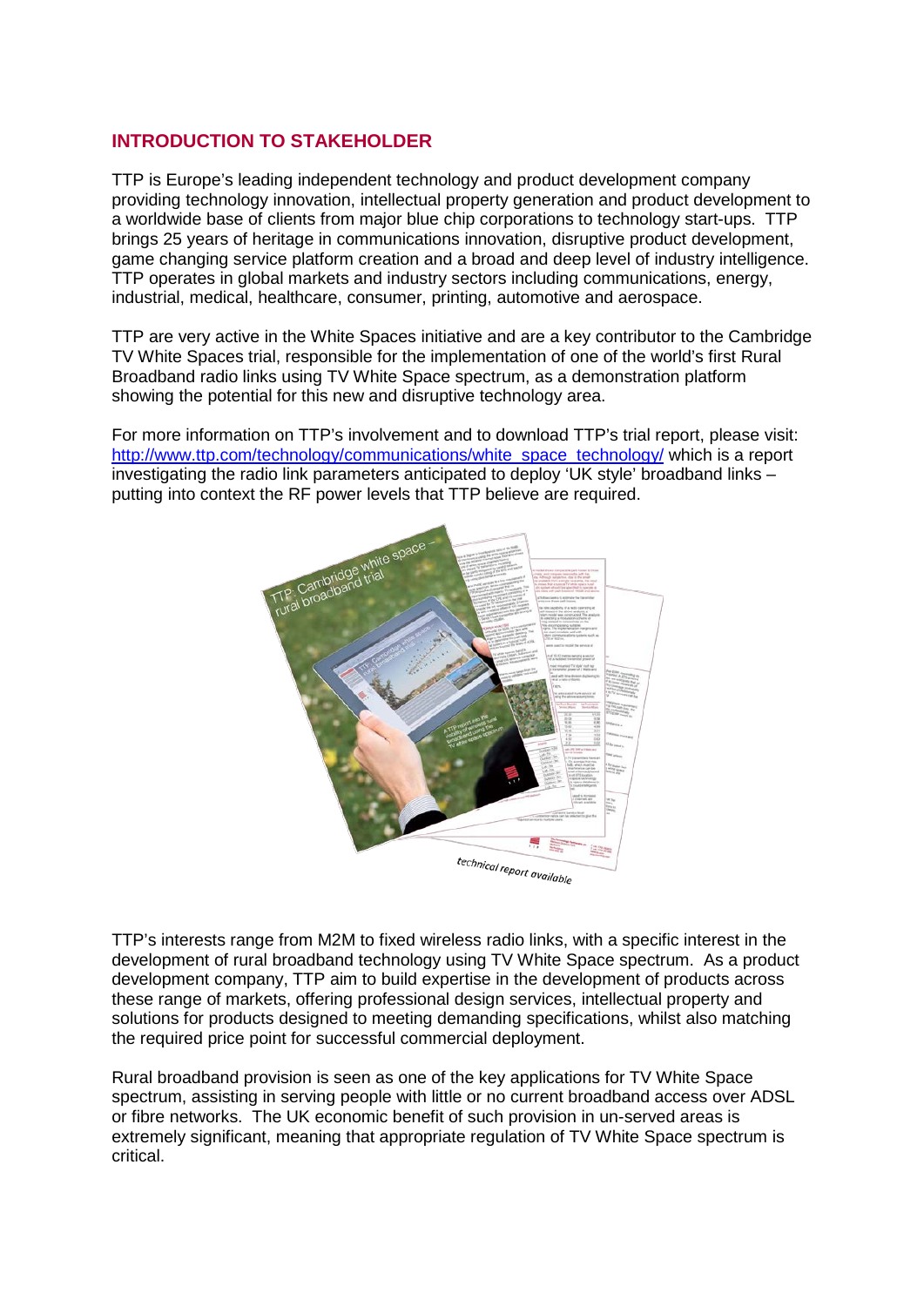## INTRODUCTION TO STAKEHOLDER

TTP is Europe's leading independent technology and product development company providing technology innovation, intellectual property generation and product development to a worldwide base of clients from major blue chip corporations to technology start-ups. TTP brings 25 years of heritage in communications innovation, disruptive product development, game changing service platform creation and a broad and deep level of industry intelligence. TTP operates in global markets and industry sectors including communications, energy, industrial, medical, healthcare, consumer, printing, automotive and aerospace.

TTP are very active in the White Spaces initiative and are a key contributor to the Cambridge TV White Spaces trial, responsible for the implementation of one of the world's first Rural Broadband radio links using TV White Space spectrum, as a demonstration platform showing the potential for this new and disruptive technology area.

For more information on TTP's involvement and to download TTP's trial report, please visit: [http://www.ttp.com/technology/communications/white_space_technology/](http://www.ttp.com/technology/communications/white_space_technology/) which is a report investigating the radio link parameters anticipated to deploy 'UK style' broadband links – putting into context the RF power levels that TTP believe are required.

TTP's interests range from M2M to fixed wireless radio links, with a specific interest in the development of rural broadband technology using TV White Space spectrum. As a product development company, TTP aim to build expertise in the development of products across these range of markets, offering professional design services, intellectual property and solutions for products designed to meeting demanding specifications, whilst also matching the required price point for successful commercial deployment.

Rural broadband provision is seen as one of the key applications for TV White Space spectrum, assisting in serving people with little or no current broadband access over ADSL or fibre networks. The UK economic benefit of such provision in un-served areas is extremely significant, meaning that appropriate regulation of TV White Space spectrum is critical.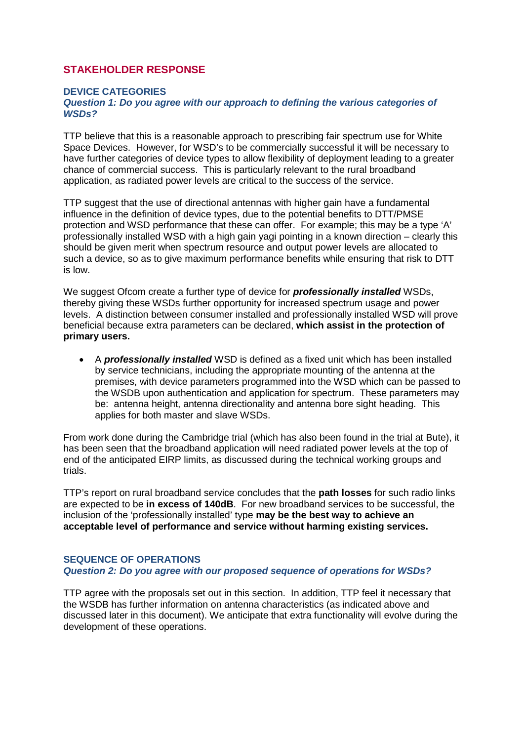## STAKEHOLDER RESPONSE

### DEVICE CATEGORIES

***Question 1: Do you agree with our approach to defining the various categories of WSDs?***

TTP believe that this is a reasonable approach to prescribing fair spectrum use for White Space Devices. However, for WSD's to be commercially successful it will be necessary to have further categories of device types to allow flexibility of deployment leading to a greater chance of commercial success. This is particularly relevant to the rural broadband application, as radiated power levels are critical to the success of the service.

TTP suggest that the use of directional antennas with higher gain have a fundamental influence in the definition of device types, due to the potential benefits to DTT/PMSE protection and WSD performance that these can offer. For example; this may be a type 'A' professionally installed WSD with a high gain yagi pointing in a known direction – clearly this should be given merit when spectrum resource and output power levels are allocated to such a device, so as to give maximum performance benefits while ensuring that risk to DTT is low.

We suggest Ofcom create a further type of device for ***professionally installed*** WSDs, thereby giving these WSDs further opportunity for increased spectrum usage and power levels. A distinction between consumer installed and professionally installed WSD will prove beneficial because extra parameters can be declared, **which assist in the protection of primary users.**

- A ***professionally installed*** WSD is defined as a fixed unit which has been installed by service technicians, including the appropriate mounting of the antenna at the premises, with device parameters programmed into the WSD which can be passed to the WSDB upon authentication and application for spectrum. These parameters may be: antenna height, antenna directionality and antenna bore sight heading. This applies for both master and slave WSDs.

From work done during the Cambridge trial (which has also been found in the trial at Bute), it has been seen that the broadband application will need radiated power levels at the top of end of the anticipated EIRP limits, as discussed during the technical working groups and trials.

TTP's report on rural broadband service concludes that the **path losses** for such radio links are expected to be **in excess of 140dB**. For new broadband services to be successful, the inclusion of the 'professionally installed' type **may be the best way to achieve an acceptable level of performance and service without harming existing services.**

### SEQUENCE OF OPERATIONS

***Question 2: Do you agree with our proposed sequence of operations for WSDs?***

TTP agree with the proposals set out in this section. In addition, TTP feel it necessary that the WSDB has further information on antenna characteristics (as indicated above and discussed later in this document). We anticipate that extra functionality will evolve during the development of these operations.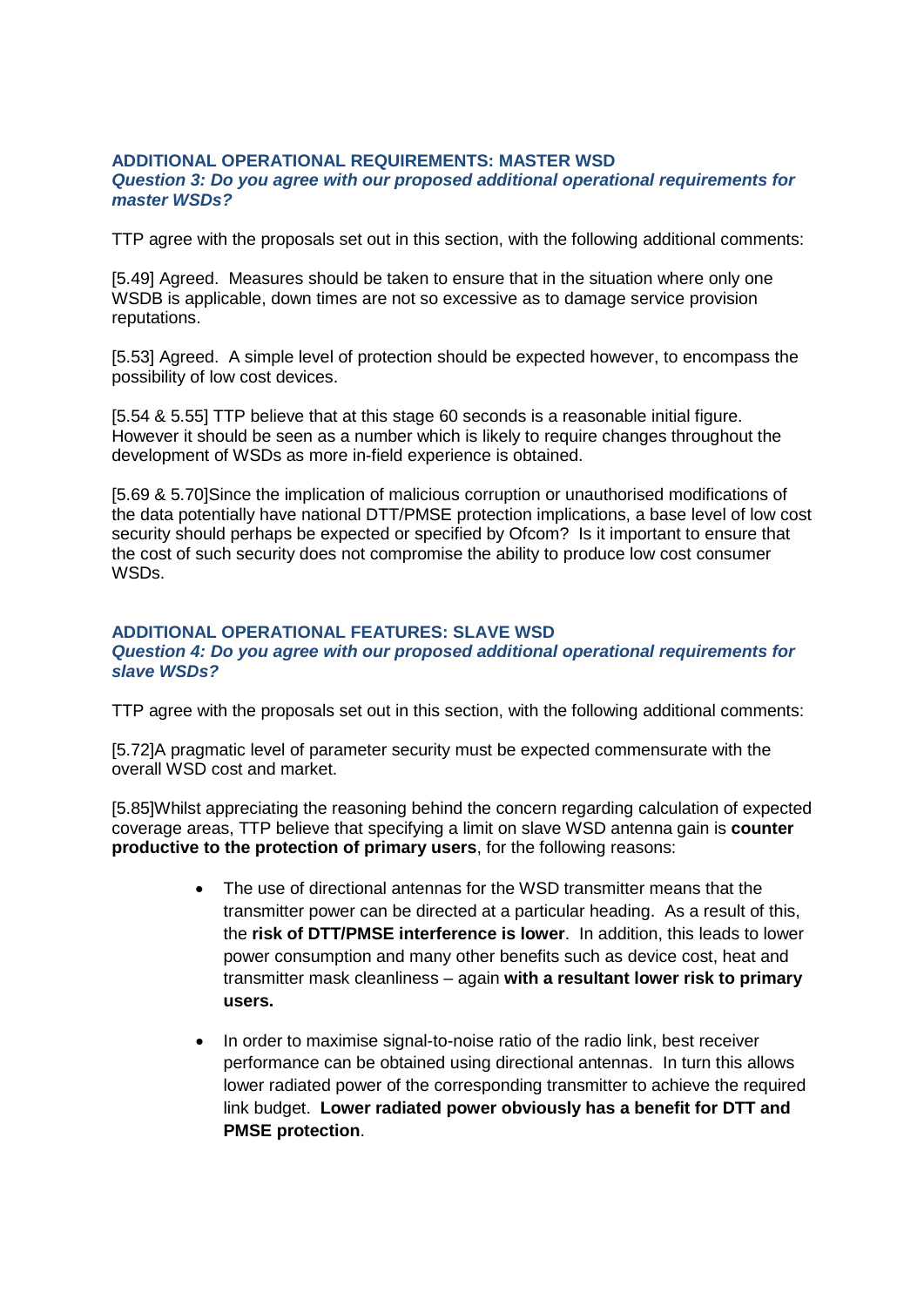### ADDITIONAL OPERATIONAL REQUIREMENTS: MASTER WSD

***Question 3: Do you agree with our proposed additional operational requirements for master WSDs?***

TTP agree with the proposals set out in this section, with the following additional comments:

[5.49] Agreed. Measures should be taken to ensure that in the situation where only one WSDB is applicable, down times are not so excessive as to damage service provision reputations.

[5.53] Agreed. A simple level of protection should be expected however, to encompass the possibility of low cost devices.

[5.54 & 5.55] TTP believe that at this stage 60 seconds is a reasonable initial figure. However it should be seen as a number which is likely to require changes throughout the development of WSDs as more in-field experience is obtained.

[5.69 & 5.70]Since the implication of malicious corruption or unauthorised modifications of the data potentially have national DTT/PMSE protection implications, a base level of low cost security should perhaps be expected or specified by Ofcom? Is it important to ensure that the cost of such security does not compromise the ability to produce low cost consumer WSDs.

### ADDITIONAL OPERATIONAL FEATURES: SLAVE WSD

***Question 4: Do you agree with our proposed additional operational requirements for slave WSDs?***

TTP agree with the proposals set out in this section, with the following additional comments:

[5.72]A pragmatic level of parameter security must be expected commensurate with the overall WSD cost and market.

[5.85]Whilst appreciating the reasoning behind the concern regarding calculation of expected coverage areas, TTP believe that specifying a limit on slave WSD antenna gain is **counter productive to the protection of primary users**, for the following reasons:

- The use of directional antennas for the WSD transmitter means that the transmitter power can be directed at a particular heading. As a result of this, the **risk of DTT/PMSE interference is lower**. In addition, this leads to lower power consumption and many other benefits such as device cost, heat and transmitter mask cleanliness – again **with a resultant lower risk to primary users.**

- In order to maximise signal-to-noise ratio of the radio link, best receiver performance can be obtained using directional antennas. In turn this allows lower radiated power of the corresponding transmitter to achieve the required link budget. **Lower radiated power obviously has a benefit for DTT and PMSE protection**.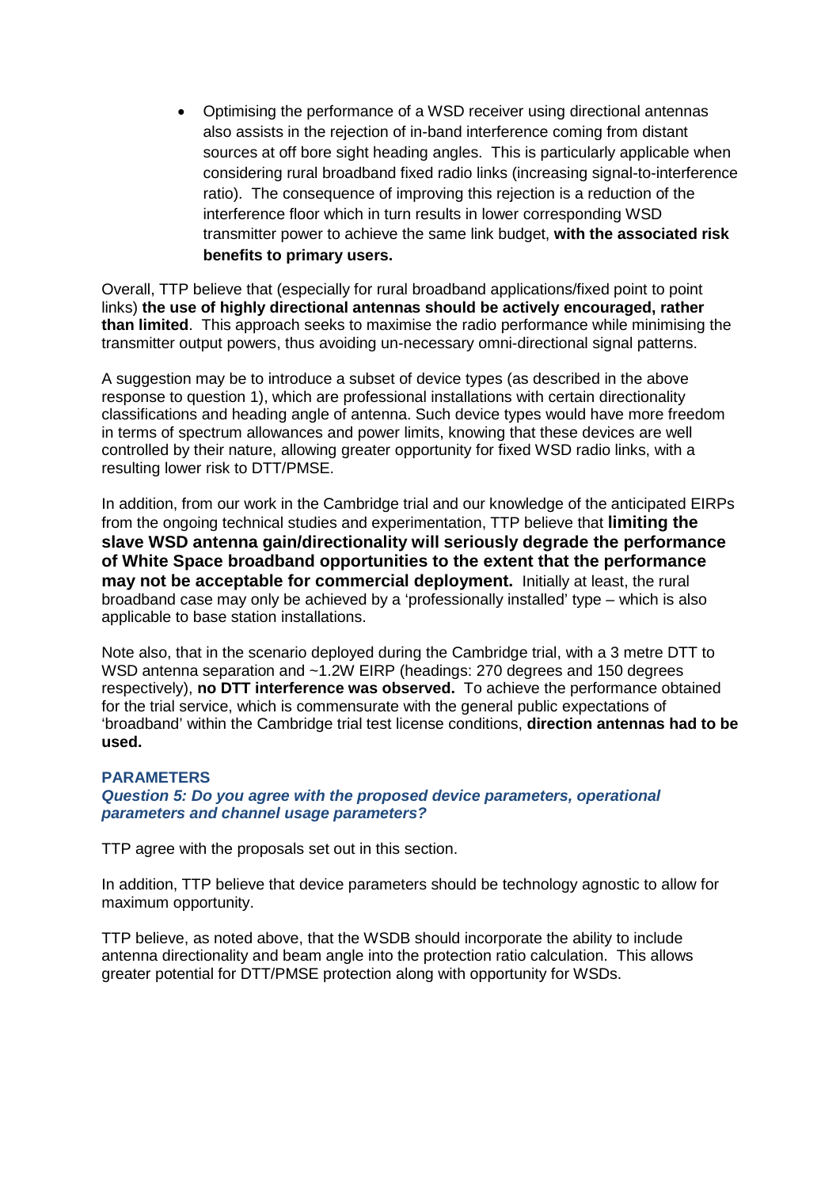- Optimising the performance of a WSD receiver using directional antennas also assists in the rejection of in-band interference coming from distant sources at off bore sight heading angles. This is particularly applicable when considering rural broadband fixed radio links (increasing signal-to-interference ratio). The consequence of improving this rejection is a reduction of the interference floor which in turn results in lower corresponding WSD transmitter power to achieve the same link budget, **with the associated risk benefits to primary users.**

Overall, TTP believe that (especially for rural broadband applications/fixed point to point links) **the use of highly directional antennas should be actively encouraged, rather than limited**. This approach seeks to maximise the radio performance while minimising the transmitter output powers, thus avoiding un-necessary omni-directional signal patterns.

A suggestion may be to introduce a subset of device types (as described in the above response to question 1), which are professional installations with certain directionality classifications and heading angle of antenna. Such device types would have more freedom in terms of spectrum allowances and power limits, knowing that these devices are well controlled by their nature, allowing greater opportunity for fixed WSD radio links, with a resulting lower risk to DTT/PMSE.

In addition, from our work in the Cambridge trial and our knowledge of the anticipated EIRPs from the ongoing technical studies and experimentation, TTP believe that **limiting the slave WSD antenna gain/directionality will seriously degrade the performance of White Space broadband opportunities to the extent that the performance may not be acceptable for commercial deployment.** Initially at least, the rural broadband case may only be achieved by a 'professionally installed' type – which is also applicable to base station installations.

Note also, that in the scenario deployed during the Cambridge trial, with a 3 metre DTT to WSD antenna separation and ~1.2W EIRP (headings: 270 degrees and 150 degrees respectively), **no DTT interference was observed.** To achieve the performance obtained for the trial service, which is commensurate with the general public expectations of 'broadband' within the Cambridge trial test license conditions, **direction antennas had to be used.**

### PARAMETERS

***Question 5: Do you agree with the proposed device parameters, operational parameters and channel usage parameters?***

TTP agree with the proposals set out in this section.

In addition, TTP believe that device parameters should be technology agnostic to allow for maximum opportunity.

TTP believe, as noted above, that the WSDB should incorporate the ability to include antenna directionality and beam angle into the protection ratio calculation. This allows greater potential for DTT/PMSE protection along with opportunity for WSDs.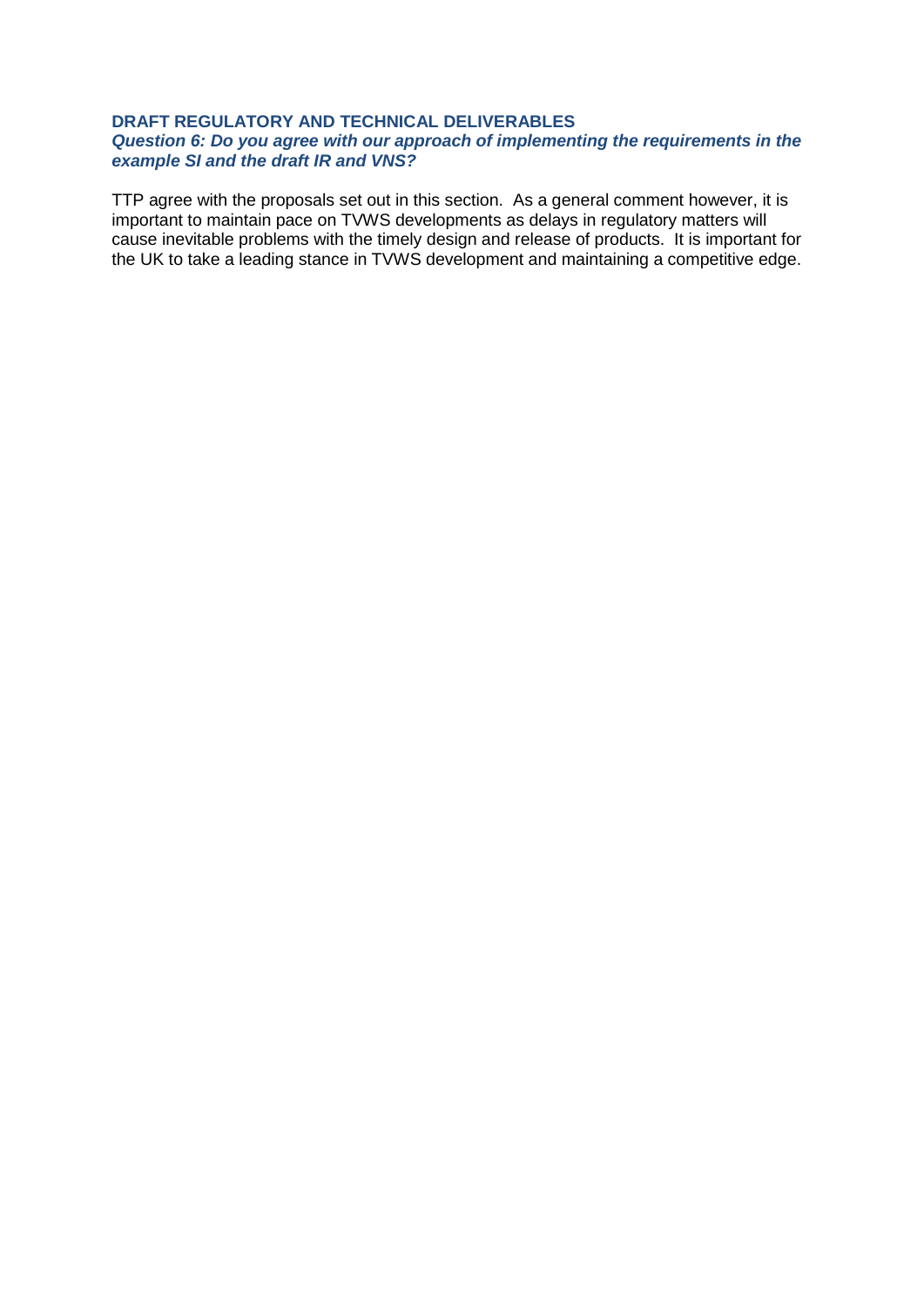## DRAFT REGULATORY AND TECHNICAL DELIVERABLES

***Question 6: Do you agree with our approach of implementing the requirements in the example SI and the draft IR and VNS?***

TTP agree with the proposals set out in this section. As a general comment however, it is important to maintain pace on TVWS developments as delays in regulatory matters will cause inevitable problems with the timely design and release of products. It is important for the UK to take a leading stance in TVWS development and maintaining a competitive edge.